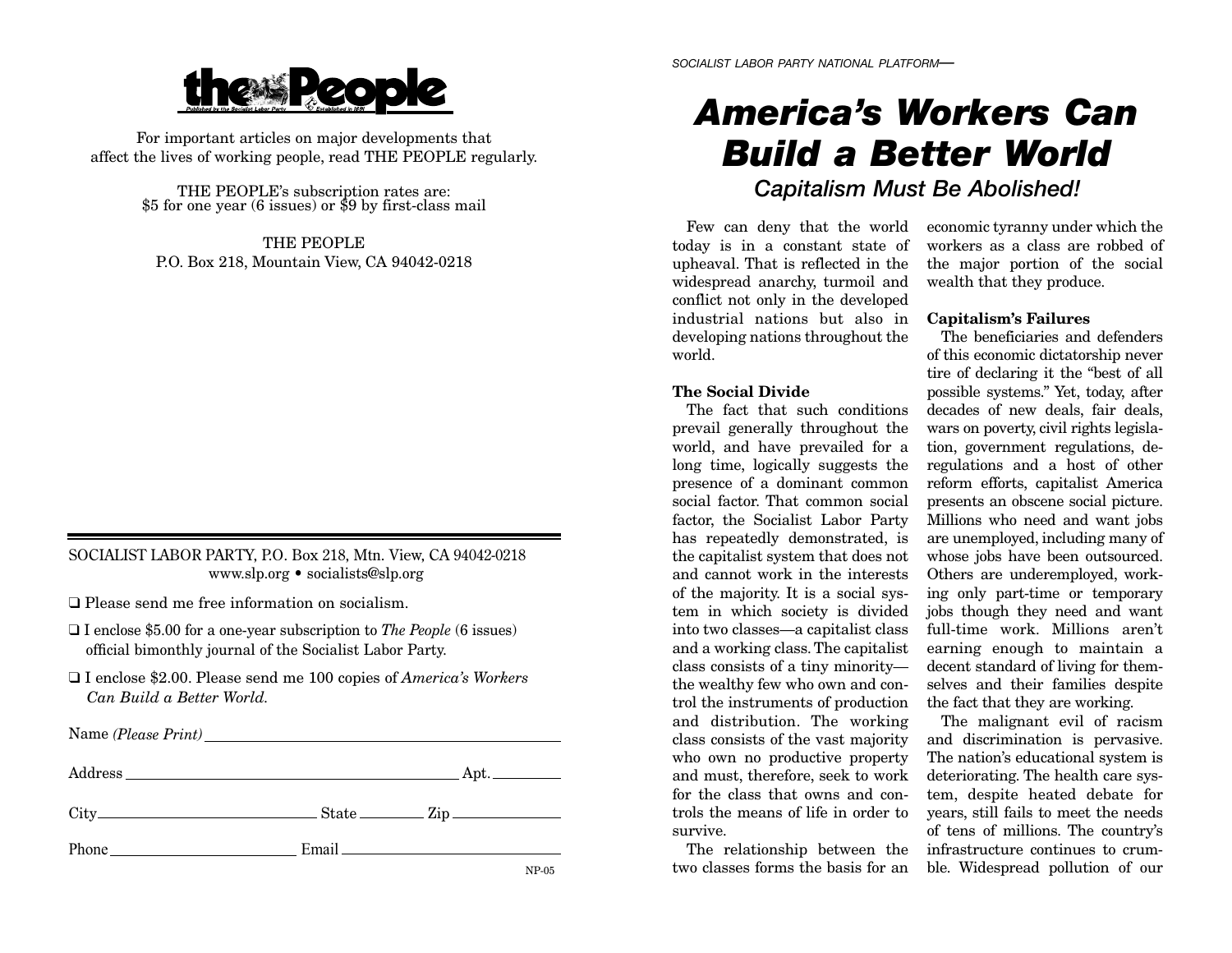**the People**

Published by the Socialist Labor Party — Established in 1891

For important articles on major developments that affect the lives of working people, read THE PEOPLE regularly.

THE PEOPLE's subscription rates are:
$5 for one year (6 issues) or $9 by first-class mail

THE PEOPLE
P.O. Box 218, Mountain View, CA 94042-0218

---

SOCIALIST LABOR PARTY, P.O. Box 218, Mtn. View, CA 94042-0218
www.slp.org • socialists@slp.org

❑ Please send me free information on socialism.

❑ I enclose $5.00 for a one-year subscription to *The People* (6 issues) official bimonthly journal of the Socialist Labor Party.

❑ I enclose $2.00. Please send me 100 copies of *America's Workers Can Build a Better World.*

Name *(Please Print)* ______________________________

Address ______________________________ Apt. ________

City ____________________ State ________ Zip ____________

Phone ____________________ Email ____________________

NP-05

SOCIALIST LABOR PARTY NATIONAL PLATFORM—

# *America's Workers Can Build a Better World*

## *Capitalism Must Be Abolished!*

Few can deny that the world today is in a constant state of upheaval. That is reflected in the widespread anarchy, turmoil and conflict not only in the developed industrial nations but also in developing nations throughout the world.

### The Social Divide

The fact that such conditions prevail generally throughout the world, and have prevailed for a long time, logically suggests the presence of a dominant common social factor. That common social factor, the Socialist Labor Party has repeatedly demonstrated, is the capitalist system that does not and cannot work in the interests of the majority. It is a social system in which society is divided into two classes—a capitalist class and a working class. The capitalist class consists of a tiny minority—the wealthy few who own and control the instruments of production and distribution. The working class consists of the vast majority who own no productive property and must, therefore, seek to work for the class that owns and controls the means of life in order to survive.

The relationship between the two classes forms the basis for an economic tyranny under which the workers as a class are robbed of the major portion of the social wealth that they produce.

### Capitalism's Failures

The beneficiaries and defenders of this economic dictatorship never tire of declaring it the "best of all possible systems." Yet, today, after decades of new deals, fair deals, wars on poverty, civil rights legislation, government regulations, deregulations and a host of other reform efforts, capitalist America presents an obscene social picture. Millions who need and want jobs are unemployed, including many of whose jobs have been outsourced. Others are underemployed, working only part-time or temporary jobs though they need and want full-time work. Millions aren't earning enough to maintain a decent standard of living for themselves and their families despite the fact that they are working.

The malignant evil of racism and discrimination is pervasive. The nation's educational system is deteriorating. The health care system, despite heated debate for years, still fails to meet the needs of tens of millions. The country's infrastructure continues to crumble. Widespread pollution of our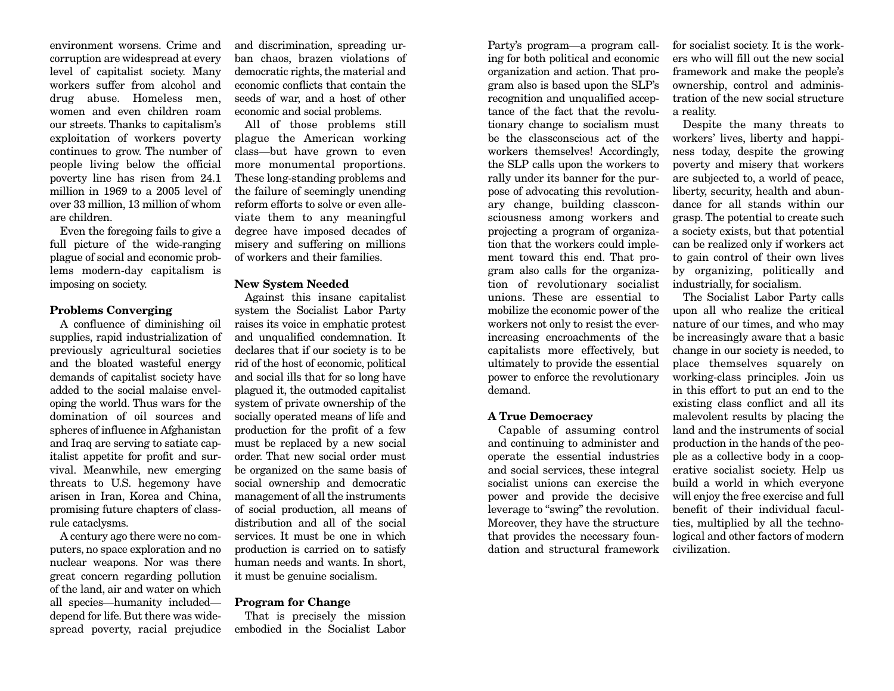environment worsens. Crime and corruption are widespread at every level of capitalist society. Many workers suffer from alcohol and drug abuse. Homeless men, women and even children roam our streets. Thanks to capitalism's exploitation of workers poverty continues to grow. The number of people living below the official poverty line has risen from 24.1 million in 1969 to a 2005 level of over 33 million, 13 million of whom are children.

Even the foregoing fails to give a full picture of the wide-ranging plague of social and economic problems modern-day capitalism is imposing on society.

**Problems Converging**

A confluence of diminishing oil supplies, rapid industrialization of previously agricultural societies and the bloated wasteful energy demands of capitalist society have added to the social malaise enveloping the world. Thus wars for the domination of oil sources and spheres of influence in Afghanistan and Iraq are serving to satiate capitalist appetite for profit and survival. Meanwhile, new emerging threats to U.S. hegemony have arisen in Iran, Korea and China, promising future chapters of class-rule cataclysms.

A century ago there were no computers, no space exploration and no nuclear weapons. Nor was there great concern regarding pollution of the land, air and water on which all species—humanity included—depend for life. But there was widespread poverty, racial prejudice and discrimination, spreading urban chaos, brazen violations of democratic rights, the material and economic conflicts that contain the seeds of war, and a host of other economic and social problems.

All of those problems still plague the American working class—but have grown to even more monumental proportions. These long-standing problems and the failure of seemingly unending reform efforts to solve or even alleviate them to any meaningful degree have imposed decades of misery and suffering on millions of workers and their families.

**New System Needed**

Against this insane capitalist system the Socialist Labor Party raises its voice in emphatic protest and unqualified condemnation. It declares that if our society is to be rid of the host of economic, political and social ills that for so long have plagued it, the outmoded capitalist system of private ownership of the socially operated means of life and production for the profit of a few must be replaced by a new social order. That new social order must be organized on the same basis of social ownership and democratic management of all the instruments of social production, all means of distribution and all of the social services. It must be one in which production is carried on to satisfy human needs and wants. In short, it must be genuine socialism.

**Program for Change**

That is precisely the mission embodied in the Socialist Labor Party's program—a program calling for both political and economic organization and action. That program also is based upon the SLP's recognition and unqualified acceptance of the fact that the revolutionary change to socialism must be the classconscious act of the workers themselves! Accordingly, the SLP calls upon the workers to rally under its banner for the purpose of advocating this revolutionary change, building classconsciousness among workers and projecting a program of organization that the workers could implement toward this end. That program also calls for the organization of revolutionary socialist unions. These are essential to mobilize the economic power of the workers not only to resist the ever-increasing encroachments of the capitalists more effectively, but ultimately to provide the essential power to enforce the revolutionary demand.

**A True Democracy**

Capable of assuming control and continuing to administer and operate the essential industries and social services, these integral socialist unions can exercise the power and provide the decisive leverage to "swing" the revolution. Moreover, they have the structure that provides the necessary foundation and structural framework for socialist society. It is the workers who will fill out the new social framework and make the people's ownership, control and administration of the new social structure a reality.

Despite the many threats to workers' lives, liberty and happiness today, despite the growing poverty and misery that workers are subjected to, a world of peace, liberty, security, health and abundance for all stands within our grasp. The potential to create such a society exists, but that potential can be realized only if workers act to gain control of their own lives by organizing, politically and industrially, for socialism.

The Socialist Labor Party calls upon all who realize the critical nature of our times, and who may be increasingly aware that a basic change in our society is needed, to place themselves squarely on working-class principles. Join us in this effort to put an end to the existing class conflict and all its malevolent results by placing the land and the instruments of social production in the hands of the people as a collective body in a cooperative socialist society. Help us build a world in which everyone will enjoy the free exercise and full benefit of their individual faculties, multiplied by all the technological and other factors of modern civilization.